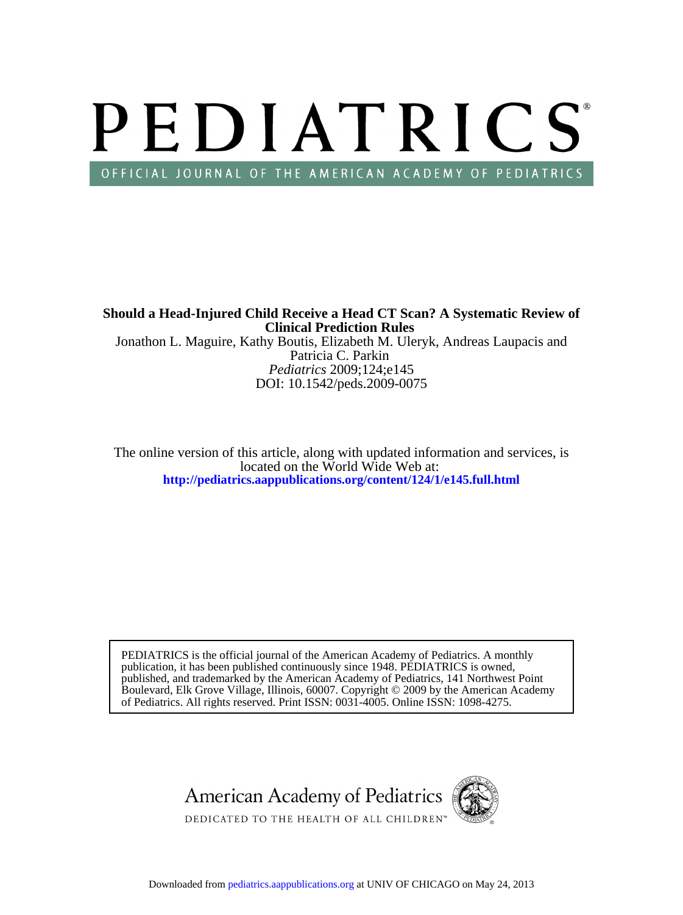# PEDIATRICS®

OFFICIAL JOURNAL OF THE AMERICAN ACADEMY OF PEDIATRICS

**Should a Head-Injured Child Receive a Head CT Scan? A Systematic Review of Clinical Prediction Rules**

Jonathon L. Maguire, Kathy Boutis, Elizabeth M. Uleryk, Andreas Laupacis and Patricia C. Parkin

*Pediatrics* 2009;124;e145

DOI: 10.1542/peds.2009-0075

The online version of this article, along with updated information and services, is located on the World Wide Web at:

**http://pediatrics.aappublications.org/content/124/1/e145.full.html**

PEDIATRICS is the official journal of the American Academy of Pediatrics. A monthly publication, it has been published continuously since 1948. PEDIATRICS is owned, published, and trademarked by the American Academy of Pediatrics, 141 Northwest Point Boulevard, Elk Grove Village, Illinois, 60007. Copyright © 2009 by the American Academy of Pediatrics. All rights reserved. Print ISSN: 0031-4005. Online ISSN: 1098-4275.

American Academy of Pediatrics

DEDICATED TO THE HEALTH OF ALL CHILDREN™

Downloaded from pediatrics.aappublications.org at UNIV OF CHICAGO on May 24, 2013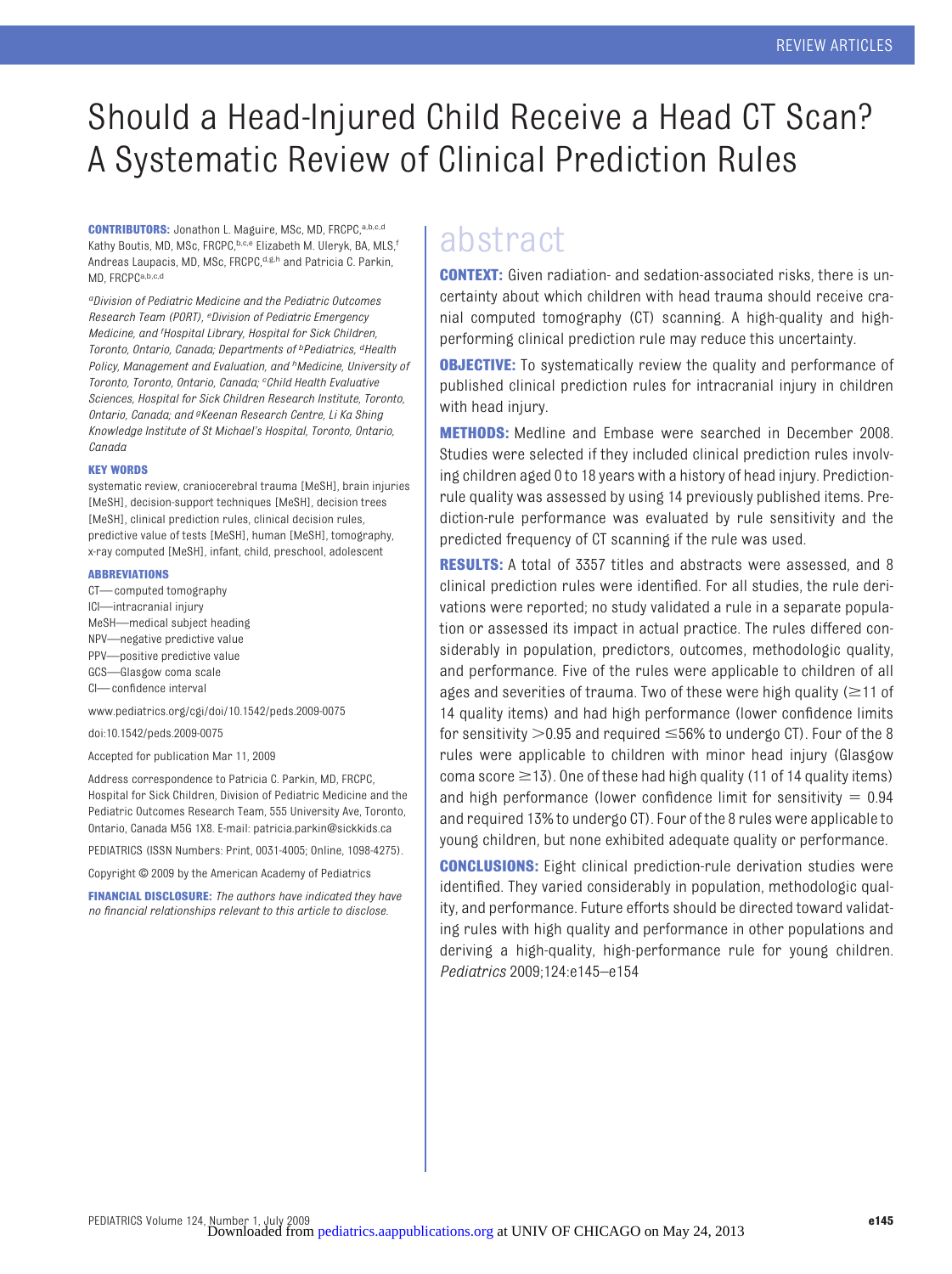REVIEW ARTICLES

# Should a Head-Injured Child Receive a Head CT Scan? A Systematic Review of Clinical Prediction Rules

**CONTRIBUTORS:** Jonathon L. Maguire, MSc, MD, FRCPC,[a,b,c,d] Kathy Boutis, MD, MSc, FRCPC,[b,c,e] Elizabeth M. Uleryk, BA, MLS,[f] Andreas Laupacis, MD, MSc, FRCPC,[d,g,h] and Patricia C. Parkin, MD, FRCPC[a,b,c,d]

*[a]Division of Pediatric Medicine and the Pediatric Outcomes Research Team (PORT), [e]Division of Pediatric Emergency Medicine, and [f]Hospital Library, Hospital for Sick Children, Toronto, Ontario, Canada; Departments of [b]Pediatrics, [d]Health Policy, Management and Evaluation, and [h]Medicine, University of Toronto, Toronto, Ontario, Canada; [c]Child Health Evaluative Sciences, Hospital for Sick Children Research Institute, Toronto, Ontario, Canada; and [g]Keenan Research Centre, Li Ka Shing Knowledge Institute of St Michael's Hospital, Toronto, Ontario, Canada*

**KEY WORDS**

systematic review, craniocerebral trauma [MeSH], brain injuries [MeSH], decision-support techniques [MeSH], decision trees [MeSH], clinical prediction rules, clinical decision rules, predictive value of tests [MeSH], human [MeSH], tomography, x-ray computed [MeSH], infant, child, preschool, adolescent

**ABBREVIATIONS**

CT—computed tomography
ICI—intracranial injury
MeSH—medical subject heading
NPV—negative predictive value
PPV—positive predictive value
GCS—Glasgow coma scale
CI—confidence interval

www.pediatrics.org/cgi/doi/10.1542/peds.2009-0075

doi:10.1542/peds.2009-0075

Accepted for publication Mar 11, 2009

Address correspondence to Patricia C. Parkin, MD, FRCPC, Hospital for Sick Children, Division of Pediatric Medicine and the Pediatric Outcomes Research Team, 555 University Ave, Toronto, Ontario, Canada M5G 1X8. E-mail: patricia.parkin@sickkids.ca

PEDIATRICS (ISSN Numbers: Print, 0031-4005; Online, 1098-4275).

Copyright © 2009 by the American Academy of Pediatrics

**FINANCIAL DISCLOSURE:** *The authors have indicated they have no financial relationships relevant to this article to disclose.*

## abstract

**CONTEXT:** Given radiation- and sedation-associated risks, there is uncertainty about which children with head trauma should receive cranial computed tomography (CT) scanning. A high-quality and high-performing clinical prediction rule may reduce this uncertainty.

**OBJECTIVE:** To systematically review the quality and performance of published clinical prediction rules for intracranial injury in children with head injury.

**METHODS:** Medline and Embase were searched in December 2008. Studies were selected if they included clinical prediction rules involving children aged 0 to 18 years with a history of head injury. Prediction-rule quality was assessed by using 14 previously published items. Prediction-rule performance was evaluated by rule sensitivity and the predicted frequency of CT scanning if the rule was used.

**RESULTS:** A total of 3357 titles and abstracts were assessed, and 8 clinical prediction rules were identified. For all studies, the rule derivations were reported; no study validated a rule in a separate population or assessed its impact in actual practice. The rules differed considerably in population, predictors, outcomes, methodologic quality, and performance. Five of the rules were applicable to children of all ages and severities of trauma. Two of these were high quality (≥11 of 14 quality items) and had high performance (lower confidence limits for sensitivity >0.95 and required ≤56% to undergo CT). Four of the 8 rules were applicable to children with minor head injury (Glasgow coma score ≥13). One of these had high quality (11 of 14 quality items) and high performance (lower confidence limit for sensitivity = 0.94 and required 13% to undergo CT). Four of the 8 rules were applicable to young children, but none exhibited adequate quality or performance.

**CONCLUSIONS:** Eight clinical prediction-rule derivation studies were identified. They varied considerably in population, methodologic quality, and performance. Future efforts should be directed toward validating rules with high quality and performance in other populations and deriving a high-quality, high-performance rule for young children. *Pediatrics* 2009;124:e145–e154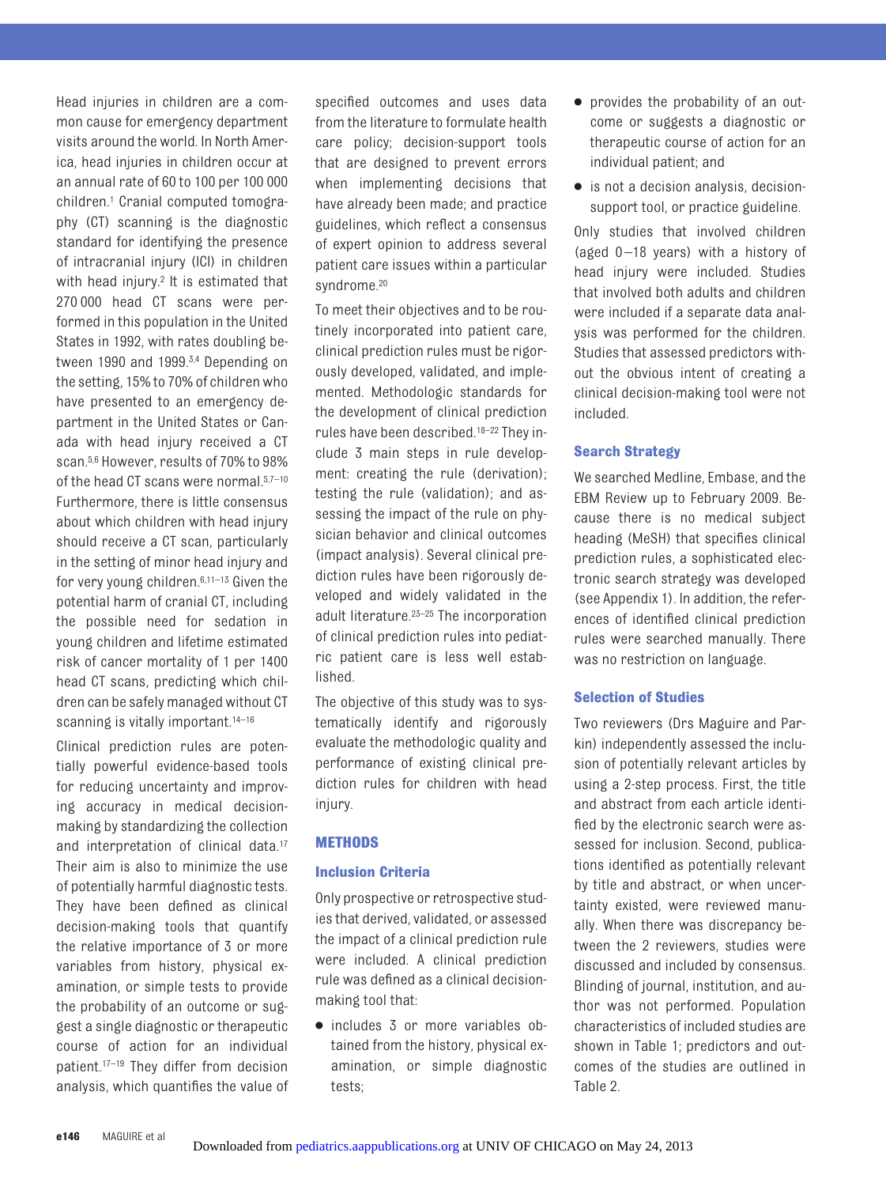Head injuries in children are a common cause for emergency department visits around the world. In North America, head injuries in children occur at an annual rate of 60 to 100 per 100 000 children.[1] Cranial computed tomography (CT) scanning is the diagnostic standard for identifying the presence of intracranial injury (ICI) in children with head injury.[2] It is estimated that 270 000 head CT scans were performed in this population in the United States in 1992, with rates doubling between 1990 and 1999.[3,4] Depending on the setting, 15% to 70% of children who have presented to an emergency department in the United States or Canada with head injury received a CT scan.[5,6] However, results of 70% to 98% of the head CT scans were normal.[5,7–10] Furthermore, there is little consensus about which children with head injury should receive a CT scan, particularly in the setting of minor head injury and for very young children.[6,11–13] Given the potential harm of cranial CT, including the possible need for sedation in young children and lifetime estimated risk of cancer mortality of 1 per 1400 head CT scans, predicting which children can be safely managed without CT scanning is vitally important.[14–16]

Clinical prediction rules are potentially powerful evidence-based tools for reducing uncertainty and improving accuracy in medical decision-making by standardizing the collection and interpretation of clinical data.[17] Their aim is also to minimize the use of potentially harmful diagnostic tests. They have been defined as clinical decision-making tools that quantify the relative importance of 3 or more variables from history, physical examination, or simple tests to provide the probability of an outcome or suggest a single diagnostic or therapeutic course of action for an individual patient.[17–19] They differ from decision analysis, which quantifies the value of specified outcomes and uses data from the literature to formulate health care policy; decision-support tools that are designed to prevent errors when implementing decisions that have already been made; and practice guidelines, which reflect a consensus of expert opinion to address several patient care issues within a particular syndrome.[20]

To meet their objectives and to be routinely incorporated into patient care, clinical prediction rules must be rigorously developed, validated, and implemented. Methodologic standards for the development of clinical prediction rules have been described.[18–22] They include 3 main steps in rule development: creating the rule (derivation); testing the rule (validation); and assessing the impact of the rule on physician behavior and clinical outcomes (impact analysis). Several clinical prediction rules have been rigorously developed and widely validated in the adult literature.[23–25] The incorporation of clinical prediction rules into pediatric patient care is less well established.

The objective of this study was to systematically identify and rigorously evaluate the methodologic quality and performance of existing clinical prediction rules for children with head injury.

## METHODS

### Inclusion Criteria

Only prospective or retrospective studies that derived, validated, or assessed the impact of a clinical prediction rule were included. A clinical prediction rule was defined as a clinical decision-making tool that:

- includes 3 or more variables obtained from the history, physical examination, or simple diagnostic tests;
- provides the probability of an outcome or suggests a diagnostic or therapeutic course of action for an individual patient; and
- is not a decision analysis, decision-support tool, or practice guideline.

Only studies that involved children (aged 0–18 years) with a history of head injury were included. Studies that involved both adults and children were included if a separate data analysis was performed for the children. Studies that assessed predictors without the obvious intent of creating a clinical decision-making tool were not included.

### Search Strategy

We searched Medline, Embase, and the EBM Review up to February 2009. Because there is no medical subject heading (MeSH) that specifies clinical prediction rules, a sophisticated electronic search strategy was developed (see Appendix 1). In addition, the references of identified clinical prediction rules were searched manually. There was no restriction on language.

### Selection of Studies

Two reviewers (Drs Maguire and Parkin) independently assessed the inclusion of potentially relevant articles by using a 2-step process. First, the title and abstract from each article identified by the electronic search were assessed for inclusion. Second, publications identified as potentially relevant by title and abstract, or when uncertainty existed, were reviewed manually. When there was discrepancy between the 2 reviewers, studies were discussed and included by consensus. Blinding of journal, institution, and author was not performed. Population characteristics of included studies are shown in Table 1; predictors and outcomes of the studies are outlined in Table 2.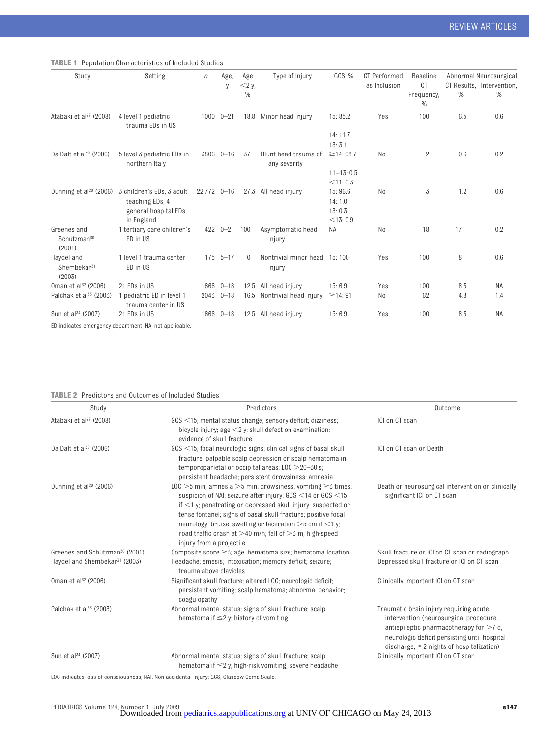**TABLE 1** Population Characteristics of Included Studies

| Study | Setting | n | Age, y | Age <2 y, % | Type of Injury | GCS: % | CT Performed as Inclusion | Baseline CT Frequency, % | Abnormal CT Results, % | Neurosurgical Intervention, % |
|---|---|---|---|---|---|---|---|---|---|---|
| Atabaki et al[27] (2008) | 4 level 1 pediatric trauma EDs in US | 1000 | 0–21 | 18.8 | Minor head injury | 15: 85.2<br>14: 11.7<br>13: 3.1 | Yes | 100 | 6.5 | 0.6 |
| Da Dalt et al[28] (2006) | 5 level 3 pediatric EDs in northern Italy | 3806 | 0–16 | 37 | Blunt head trauma of any severity | ≥14: 98.7<br>11–13: 0.5<br><11: 0.3 | No | 2 | 0.6 | 0.2 |
| Dunning et al[29] (2006) | 3 children's EDs, 3 adult teaching EDs, 4 general hospital EDs in England | 22 772 | 0–16 | 27.3 | All head injury | 15: 96.6<br>14: 1.0<br>13: 0.3<br><13: 0.9 | No | 3 | 1.2 | 0.6 |
| Greenes and Schutzman[30] (2001) | 1 tertiary care children's ED in US | 422 | 0–2 | 100 | Asymptomatic head injury | NA | No | 18 | 17 | 0.2 |
| Haydel and Shembekar[31] (2003) | 1 level 1 trauma center ED in US | 175 | 5–17 | 0 | Nontrivial minor head injury | 15: 100 | Yes | 100 | 8 | 0.6 |
| Oman et al[32] (2006) | 21 EDs in US | 1666 | 0–18 | 12.5 | All head injury | 15: 6.9 | Yes | 100 | 8.3 | NA |
| Palchak et al[33] (2003) | 1 pediatric ED in level 1 trauma center in US | 2043 | 0–18 | 16.5 | Nontrivial head injury | ≥14: 91 | No | 62 | 4.8 | 1.4 |
| Sun et al[34] (2007) | 21 EDs in US | 1666 | 0–18 | 12.5 | All head injury | 15: 6.9 | Yes | 100 | 8.3 | NA |

ED indicates emergency department; NA, not applicable.

**TABLE 2** Predictors and Outcomes of Included Studies

| Study | Predictors | Outcome |
|---|---|---|
| Atabaki et al[27] (2008) | GCS <15; mental status change; sensory deficit; dizziness; bicycle injury; age <2 y; skull defect on examination; evidence of skull fracture | ICI on CT scan |
| Da Dalt et al[28] (2006) | GCS <15; focal neurologic signs; clinical signs of basal skull fracture; palpable scalp depression or scalp hematoma in temporoparietal or occipital areas; LOC >20–30 s; persistent headache; persistent drowsiness; amnesia | ICI on CT scan or Death |
| Dunning et al[29] (2006) | LOC >5 min; amnesia >5 min; drowsiness; vomiting ≥3 times; suspicion of NAI; seizure after injury; GCS <14 or GCS <15 if <1 y; penetrating or depressed skull injury; suspected or tense fontanel; signs of basal skull fracture; positive focal neurology; bruise, swelling or laceration >5 cm if <1 y; road traffic crash at >40 m/h; fall of >3 m; high-speed injury from a projectile | Death or neurosurgical intervention or clinically significant ICI on CT scan |
| Greenes and Schutzman[30] (2001) | Composite score ≥3; age; hematoma size; hematoma location | Skull fracture or ICI on CT scan or radiograph |
| Haydel and Shembekar[31] (2003) | Headache; emesis; intoxication; memory deficit; seizure; trauma above clavicles | Depressed skull fracture or ICI on CT scan |
| Oman et al[32] (2006) | Significant skull fracture; altered LOC; neurologic deficit; persistent vomiting; scalp hematoma; abnormal behavior; coagulopathy | Clinically important ICI on CT scan |
| Palchak et al[33] (2003) | Abnormal mental status; signs of skull fracture; scalp hematoma if ≤2 y; history of vomiting | Traumatic brain injury requiring acute intervention (neurosurgical procedure, antiepileptic pharmacotherapy for >7 d, neurologic deficit persisting until hospital discharge, ≥2 nights of hospitalization) |
| Sun et al[34] (2007) | Abnormal mental status; signs of skull fracture; scalp hematoma if ≤2 y; high-risk vomiting; severe headache | Clinically important ICI on CT scan |

LOC indicates loss of consciousness; NAI, Non-accidental injury; GCS, Glasgow Coma Scale.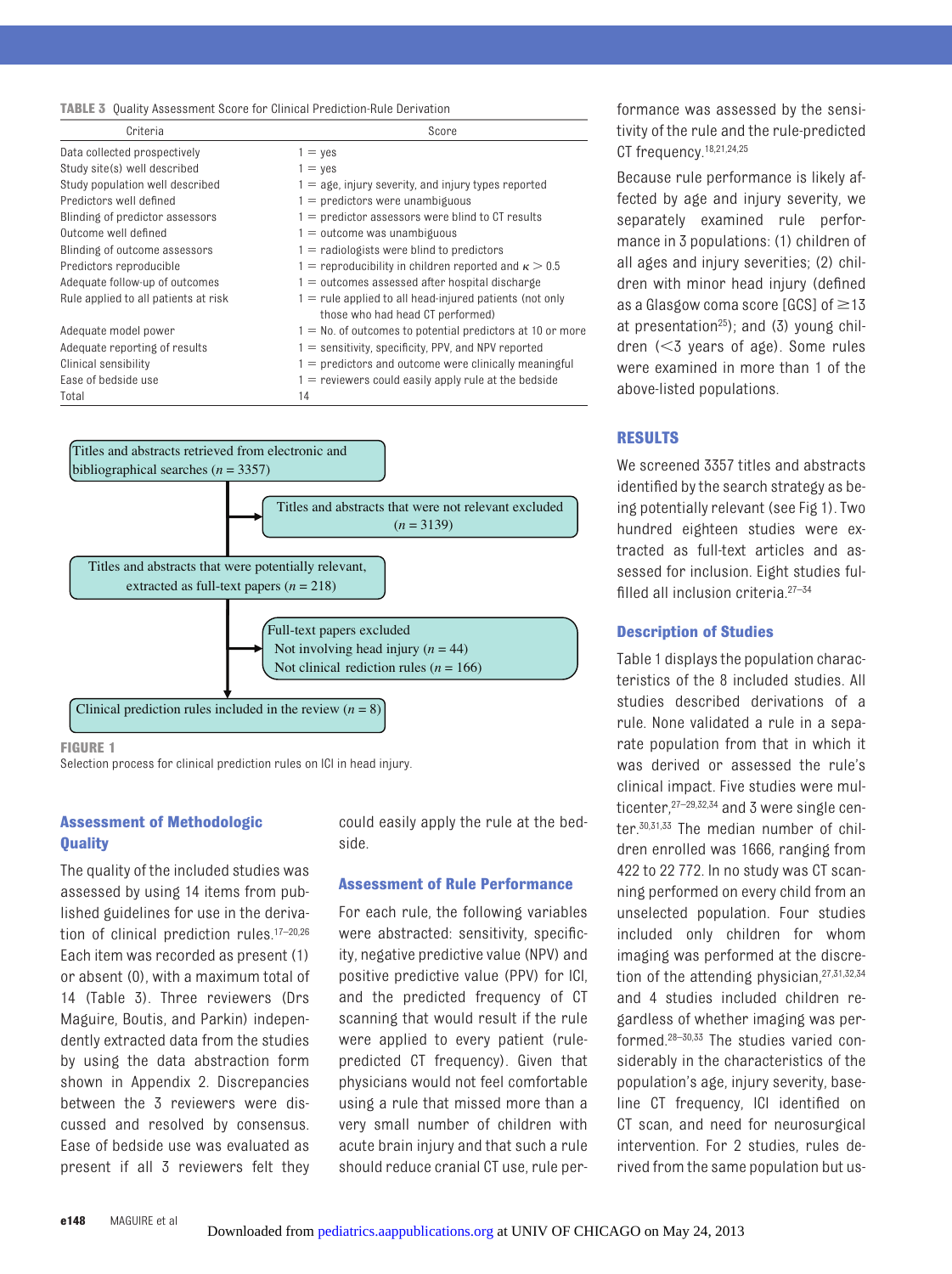TABLE 3 Quality Assessment Score for Clinical Prediction-Rule Derivation

| Criteria | Score |
|---|---|
| Data collected prospectively | 1 = yes |
| Study site(s) well described | 1 = yes |
| Study population well described | 1 = age, injury severity, and injury types reported |
| Predictors well defined | 1 = predictors were unambiguous |
| Blinding of predictor assessors | 1 = predictor assessors were blind to CT results |
| Outcome well defined | 1 = outcome was unambiguous |
| Blinding of outcome assessors | 1 = radiologists were blind to predictors |
| Predictors reproducible | 1 = reproducibility in children reported and $\kappa > 0.5$ |
| Adequate follow-up of outcomes | 1 = outcomes assessed after hospital discharge |
| Rule applied to all patients at risk | 1 = rule applied to all head-injured patients (not only those who had head CT performed) |
| Adequate model power | 1 = No. of outcomes to potential predictors at 10 or more |
| Adequate reporting of results | 1 = sensitivity, specificity, PPV, and NPV reported |
| Clinical sensibility | 1 = predictors and outcome were clinically meaningful |
| Ease of bedside use | 1 = reviewers could easily apply rule at the bedside |
| Total | 14 |

Titles and abstracts retrieved from electronic and bibliographical searches ($n$ = 3357)
→ Titles and abstracts that were not relevant excluded ($n$ = 3139)

Titles and abstracts that were potentially relevant, extracted as full-text papers ($n$ = 218)
→ Full-text papers excluded
- Not involving head injury ($n$ = 44)
- Not clinical rediction rules ($n$ = 166)

Clinical prediction rules included in the review ($n$ = 8)

**FIGURE 1**
Selection process for clinical prediction rules on ICI in head injury.

## Assessment of Methodologic Quality

The quality of the included studies was assessed by using 14 items from published guidelines for use in the derivation of clinical prediction rules.[17–20,26] Each item was recorded as present (1) or absent (0), with a maximum total of 14 (Table 3). Three reviewers (Drs Maguire, Boutis, and Parkin) independently extracted data from the studies by using the data abstraction form shown in Appendix 2. Discrepancies between the 3 reviewers were discussed and resolved by consensus. Ease of bedside use was evaluated as present if all 3 reviewers felt they could easily apply the rule at the bedside.

## Assessment of Rule Performance

For each rule, the following variables were abstracted: sensitivity, specificity, negative predictive value (NPV) and positive predictive value (PPV) for ICI, and the predicted frequency of CT scanning that would result if the rule were applied to every patient (rule-predicted CT frequency). Given that physicians would not feel comfortable using a rule that missed more than a very small number of children with acute brain injury and that such a rule should reduce cranial CT use, rule performance was assessed by the sensitivity of the rule and the rule-predicted CT frequency.[18,21,24,25]

Because rule performance is likely affected by age and injury severity, we separately examined rule performance in 3 populations: (1) children of all ages and injury severities; (2) children with minor head injury (defined as a Glasgow coma score [GCS] of ≥13 at presentation[25]); and (3) young children (<3 years of age). Some rules were examined in more than 1 of the above-listed populations.

## RESULTS

We screened 3357 titles and abstracts identified by the search strategy as being potentially relevant (see Fig 1). Two hundred eighteen studies were extracted as full-text articles and assessed for inclusion. Eight studies fulfilled all inclusion criteria.[27–34]

## Description of Studies

Table 1 displays the population characteristics of the 8 included studies. All studies described derivations of a rule. None validated a rule in a separate population from that in which it was derived or assessed the rule's clinical impact. Five studies were multicenter,[27–29,32,34] and 3 were single center.[30,31,33] The median number of children enrolled was 1666, ranging from 422 to 22 772. In no study was CT scanning performed on every child from an unselected population. Four studies included only children for whom imaging was performed at the discretion of the attending physician,[27,31,32,34] and 4 studies included children regardless of whether imaging was performed.[28–30,33] The studies varied considerably in the characteristics of the population's age, injury severity, baseline CT frequency, ICI identified on CT scan, and need for neurosurgical intervention. For 2 studies, rules derived from the same population but us-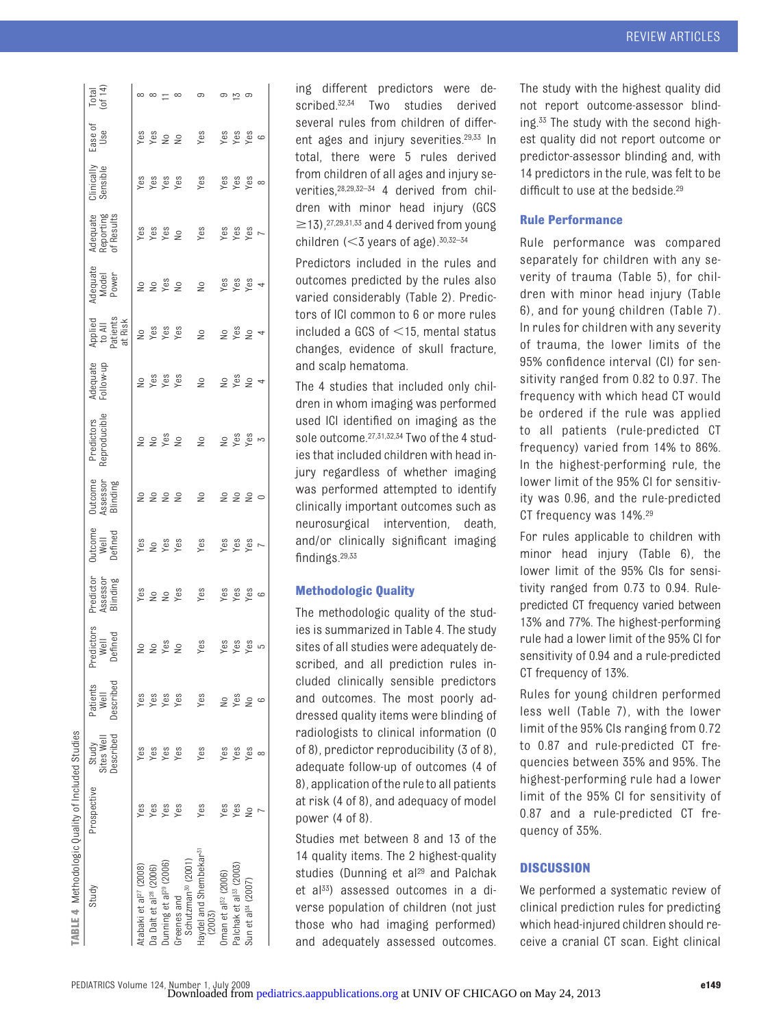**TABLE 4** Methodologic Quality of Included Studies

| Study | Prospective | Study Sites Well Described | Patients Well Described | Predictors Well Defined | Predictor Assessor Blinding | Outcome Well Defined | Outcome Assessor Blinding | Predictors Reproducible | Adequate Follow-up | Applied to All Patients at Risk | Adequate Model Power | Adequate Reporting of Results | Clinically Sensible | Ease of Use | Total (of 14) |
|---|---|---|---|---|---|---|---|---|---|---|---|---|---|---|---|
| Atabaki et al[27] (2008) | Yes | Yes | Yes | No | Yes | Yes | No | No | No | No | No | Yes | Yes | Yes | 8 |
| Da Dalt et al[28] (2006) | Yes | Yes | Yes | No | No | No | No | No | Yes | Yes | No | Yes | Yes | Yes | 8 |
| Dunning et al[29] (2006) | Yes | Yes | Yes | Yes | No | Yes | No | Yes | Yes | Yes | Yes | Yes | Yes | No | 11 |
| Greenes and Schutzman[30] (2001) | Yes | Yes | Yes | No | Yes | Yes | No | No | Yes | Yes | No | No | Yes | No | 8 |
| Haydel and Shembekar[31] (2003) | Yes | Yes | Yes | Yes | Yes | Yes | No | No | No | No | No | Yes | Yes | Yes | 9 |
| Oman et al[32] (2006) | Yes | Yes | No | Yes | Yes | Yes | No | No | No | No | Yes | Yes | Yes | Yes | 9 |
| Palchak et al[33] (2003) | Yes | Yes | Yes | Yes | Yes | Yes | No | Yes | Yes | Yes | Yes | Yes | Yes | Yes | 13 |
| Sun et al[34] (2007) | No | Yes | No | Yes | Yes | Yes | No | Yes | No | No | Yes | Yes | Yes | Yes | 9 |
| | 7 | 8 | 6 | 5 | 6 | 7 | 0 | 3 | 4 | 4 | 4 | 7 | 8 | 6 | |

ing different predictors were described.[32,34] Two studies derived several rules from children of different ages and injury severities.[29,33] In total, there were 5 rules derived from children of all ages and injury severities,[28,29,32–34] 4 derived from children with minor head injury (GCS ≥13),[27,29,31,33] and 4 derived from young children (<3 years of age).[30,32–34]

Predictors included in the rules and outcomes predicted by the rules also varied considerably (Table 2). Predictors of ICI common to 6 or more rules included a GCS of <15, mental status changes, evidence of skull fracture, and scalp hematoma.

The 4 studies that included only children in whom imaging was performed used ICI identified on imaging as the sole outcome.[27,31,32,34] Two of the 4 studies that included children with head injury regardless of whether imaging was performed attempted to identify clinically important outcomes such as neurosurgical intervention, death, and/or clinically significant imaging findings.[29,33]

## Methodologic Quality

The methodologic quality of the studies is summarized in Table 4. The study sites of all studies were adequately described, and all prediction rules included clinically sensible predictors and outcomes. The most poorly addressed quality items were blinding of radiologists to clinical information (0 of 8), predictor reproducibility (3 of 8), adequate follow-up of outcomes (4 of 8), application of the rule to all patients at risk (4 of 8), and adequacy of model power (4 of 8).

Studies met between 8 and 13 of the 14 quality items. The 2 highest-quality studies (Dunning et al[29] and Palchak et al[33]) assessed outcomes in a diverse population of children (not just those who had imaging performed) and adequately assessed outcomes. The study with the highest quality did not report outcome-assessor blinding.[33] The study with the second highest quality did not report outcome or predictor-assessor blinding and, with 14 predictors in the rule, was felt to be difficult to use at the bedside.[29]

## Rule Performance

Rule performance was compared separately for children with any severity of trauma (Table 5), for children with minor head injury (Table 6), and for young children (Table 7). In rules for children with any severity of trauma, the lower limits of the 95% confidence interval (CI) for sensitivity ranged from 0.82 to 0.97. The frequency with which head CT would be ordered if the rule was applied to all patients (rule-predicted CT frequency) varied from 14% to 86%. In the highest-performing rule, the lower limit of the 95% CI for sensitivity was 0.96, and the rule-predicted CT frequency was 14%.[29]

For rules applicable to children with minor head injury (Table 6), the lower limit of the 95% CIs for sensitivity ranged from 0.73 to 0.94. Rule-predicted CT frequency varied between 13% and 77%. The highest-performing rule had a lower limit of the 95% CI for sensitivity of 0.94 and a rule-predicted CT frequency of 13%.

Rules for young children performed less well (Table 7), with the lower limit of the 95% CIs ranging from 0.72 to 0.87 and rule-predicted CT frequencies between 35% and 95%. The highest-performing rule had a lower limit of the 95% CI for sensitivity of 0.87 and a rule-predicted CT frequency of 35%.

## DISCUSSION

We performed a systematic review of clinical prediction rules for predicting which head-injured children should receive a cranial CT scan. Eight clinical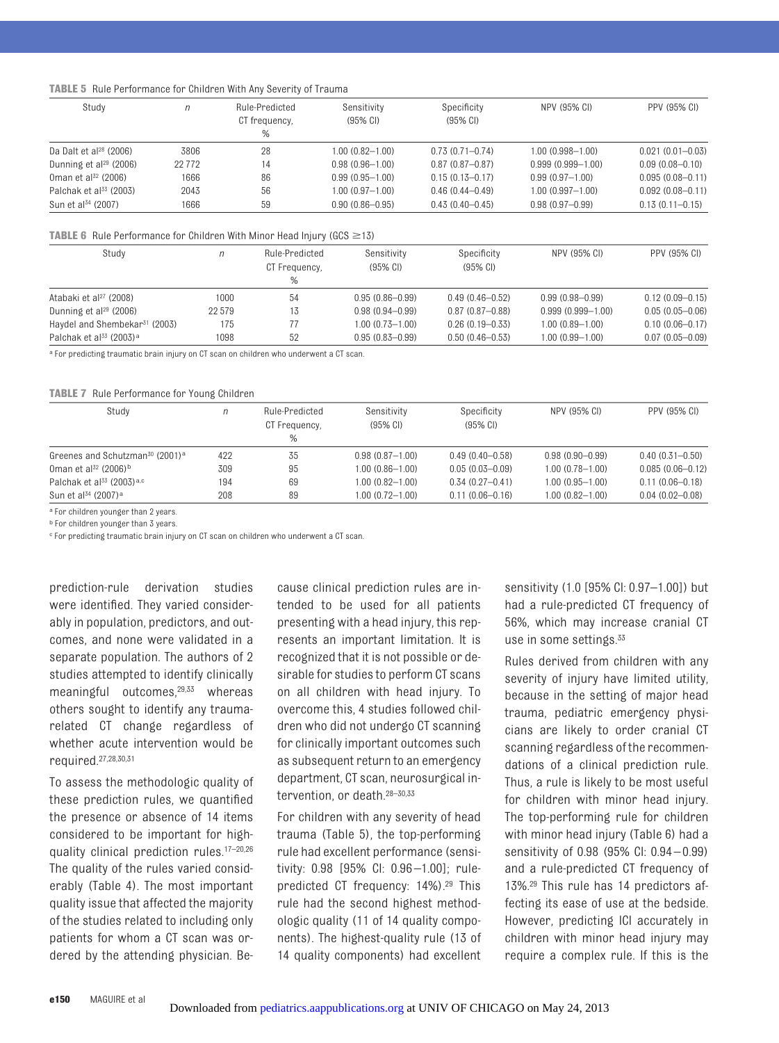**TABLE 5** Rule Performance for Children With Any Severity of Trauma

| Study | n | Rule-Predicted CT frequency, % | Sensitivity (95% CI) | Specificity (95% CI) | NPV (95% CI) | PPV (95% CI) |
|---|---|---|---|---|---|---|
| Da Dalt et al[28] (2006) | 3806 | 28 | 1.00 (0.82–1.00) | 0.73 (0.71–0.74) | 1.00 (0.998–1.00) | 0.021 (0.01–0.03) |
| Dunning et al[29] (2006) | 22 772 | 14 | 0.98 (0.96–1.00) | 0.87 (0.87–0.87) | 0.999 (0.999–1.00) | 0.09 (0.08–0.10) |
| Oman et al[32] (2006) | 1666 | 86 | 0.99 (0.95–1.00) | 0.15 (0.13–0.17) | 0.99 (0.97–1.00) | 0.095 (0.08–0.11) |
| Palchak et al[33] (2003) | 2043 | 56 | 1.00 (0.97–1.00) | 0.46 (0.44–0.49) | 1.00 (0.997–1.00) | 0.092 (0.08–0.11) |
| Sun et al[34] (2007) | 1666 | 59 | 0.90 (0.86–0.95) | 0.43 (0.40–0.45) | 0.98 (0.97–0.99) | 0.13 (0.11–0.15) |

**TABLE 6** Rule Performance for Children With Minor Head Injury (GCS ≥13)

| Study | n | Rule-Predicted CT Frequency, % | Sensitivity (95% CI) | Specificity (95% CI) | NPV (95% CI) | PPV (95% CI) |
|---|---|---|---|---|---|---|
| Atabaki et al[27] (2008) | 1000 | 54 | 0.95 (0.86–0.99) | 0.49 (0.46–0.52) | 0.99 (0.98–0.99) | 0.12 (0.09–0.15) |
| Dunning et al[28] (2006) | 22 579 | 13 | 0.98 (0.94–0.99) | 0.87 (0.87–0.88) | 0.999 (0.999–1.00) | 0.05 (0.05–0.06) |
| Haydel and Shembekar[31] (2003) | 175 | 77 | 1.00 (0.73–1.00) | 0.26 (0.19–0.33) | 1.00 (0.89–1.00) | 0.10 (0.06–0.17) |
| Palchak et al[33] (2003)[a] | 1098 | 52 | 0.95 (0.83–0.99) | 0.50 (0.46–0.53) | 1.00 (0.99–1.00) | 0.07 (0.05–0.09) |

[a] For predicting traumatic brain injury on CT scan on children who underwent a CT scan.

**TABLE 7** Rule Performance for Young Children

| Study | n | Rule-Predicted CT Frequency, % | Sensitivity (95% CI) | Specificity (95% CI) | NPV (95% CI) | PPV (95% CI) |
|---|---|---|---|---|---|---|
| Greenes and Schutzman[30] (2001)[a] | 422 | 35 | 0.98 (0.87–1.00) | 0.49 (0.40–0.58) | 0.98 (0.90–0.99) | 0.40 (0.31–0.50) |
| Oman et al[32] (2006)[b] | 309 | 95 | 1.00 (0.86–1.00) | 0.05 (0.03–0.09) | 1.00 (0.78–1.00) | 0.085 (0.06–0.12) |
| Palchak et al[33] (2003)[a,c] | 194 | 69 | 1.00 (0.82–1.00) | 0.34 (0.27–0.41) | 1.00 (0.95–1.00) | 0.11 (0.06–0.18) |
| Sun et al[34] (2007)[a] | 208 | 89 | 1.00 (0.72–1.00) | 0.11 (0.06–0.16) | 1.00 (0.82–1.00) | 0.04 (0.02–0.08) |

[a] For children younger than 2 years.
[b] For children younger than 3 years.
[c] For predicting traumatic brain injury on CT scan on children who underwent a CT scan.

prediction-rule derivation studies were identified. They varied considerably in population, predictors, and outcomes, and none were validated in a separate population. The authors of 2 studies attempted to identify clinically meaningful outcomes,[29,33] whereas others sought to identify any trauma-related CT change regardless of whether acute intervention would be required.[27,28,30,31]

To assess the methodologic quality of these prediction rules, we quantified the presence or absence of 14 items considered to be important for high-quality clinical prediction rules.[17–20,26] The quality of the rules varied considerably (Table 4). The most important quality issue that affected the majority of the studies related to including only patients for whom a CT scan was ordered by the attending physician. Because clinical prediction rules are intended to be used for all patients presenting with a head injury, this represents an important limitation. It is recognized that it is not possible or desirable for studies to perform CT scans on all children with head injury. To overcome this, 4 studies followed children who did not undergo CT scanning for clinically important outcomes such as subsequent return to an emergency department, CT scan, neurosurgical intervention, or death.[28–30,33]

For children with any severity of head trauma (Table 5), the top-performing rule had excellent performance (sensitivity: 0.98 [95% CI: 0.96–1.00]; rule-predicted CT frequency: 14%).[29] This rule had the second highest methodologic quality (11 of 14 quality components). The highest-quality rule (13 of 14 quality components) had excellent sensitivity (1.0 [95% CI: 0.97–1.00]) but had a rule-predicted CT frequency of 56%, which may increase cranial CT use in some settings.[33]

Rules derived from children with any severity of injury have limited utility, because in the setting of major head trauma, pediatric emergency physicians are likely to order cranial CT scanning regardless of the recommendations of a clinical prediction rule. Thus, a rule is likely to be most useful for children with minor head injury. The top-performing rule for children with minor head injury (Table 6) had a sensitivity of 0.98 (95% CI: 0.94–0.99) and a rule-predicted CT frequency of 13%.[29] This rule has 14 predictors affecting its ease of use at the bedside. However, predicting ICI accurately in children with minor head injury may require a complex rule. If this is the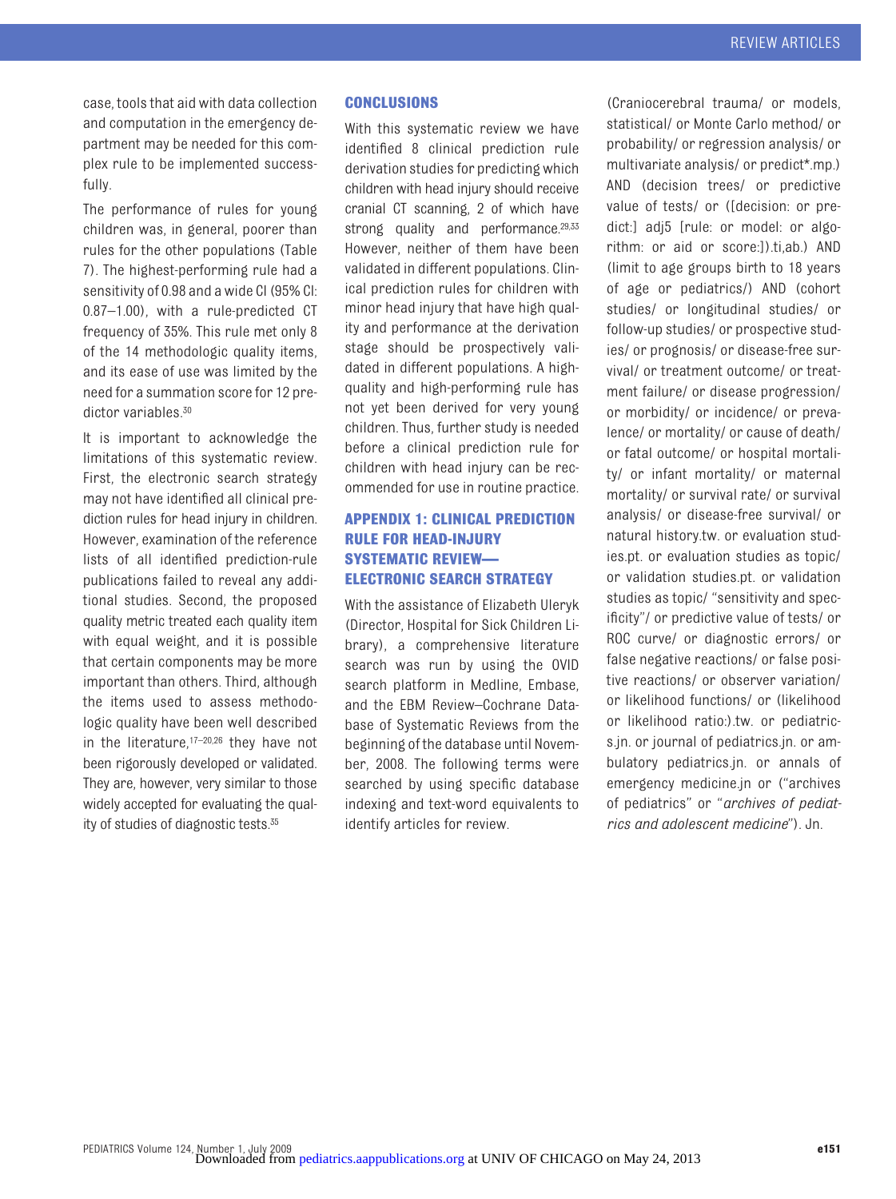case, tools that aid with data collection and computation in the emergency department may be needed for this complex rule to be implemented successfully.

The performance of rules for young children was, in general, poorer than rules for the other populations (Table 7). The highest-performing rule had a sensitivity of 0.98 and a wide CI (95% CI: 0.87–1.00), with a rule-predicted CT frequency of 35%. This rule met only 8 of the 14 methodologic quality items, and its ease of use was limited by the need for a summation score for 12 predictor variables.[30]

It is important to acknowledge the limitations of this systematic review. First, the electronic search strategy may not have identified all clinical prediction rules for head injury in children. However, examination of the reference lists of all identified prediction-rule publications failed to reveal any additional studies. Second, the proposed quality metric treated each quality item with equal weight, and it is possible that certain components may be more important than others. Third, although the items used to assess methodologic quality have been well described in the literature,[17–20,26] they have not been rigorously developed or validated. They are, however, very similar to those widely accepted for evaluating the quality of studies of diagnostic tests.[35]

## CONCLUSIONS

With this systematic review we have identified 8 clinical prediction rule derivation studies for predicting which children with head injury should receive cranial CT scanning, 2 of which have strong quality and performance.[29,33] However, neither of them have been validated in different populations. Clinical prediction rules for children with minor head injury that have high quality and performance at the derivation stage should be prospectively validated in different populations. A high-quality and high-performing rule has not yet been derived for very young children. Thus, further study is needed before a clinical prediction rule for children with head injury can be recommended for use in routine practice.

## APPENDIX 1: CLINICAL PREDICTION RULE FOR HEAD-INJURY SYSTEMATIC REVIEW—ELECTRONIC SEARCH STRATEGY

With the assistance of Elizabeth Uleryk (Director, Hospital for Sick Children Library), a comprehensive literature search was run by using the OVID search platform in Medline, Embase, and the EBM Review–Cochrane Database of Systematic Reviews from the beginning of the database until November, 2008. The following terms were searched by using specific database indexing and text-word equivalents to identify articles for review.

(Craniocerebral trauma/ or models, statistical/ or Monte Carlo method/ or probability/ or regression analysis/ or multivariate analysis/ or predict*.mp.) AND (decision trees/ or predictive value of tests/ or ([decision: or predict:] adj5 [rule: or model: or algorithm: or aid or score:]).ti,ab.) AND (limit to age groups birth to 18 years of age or pediatrics/) AND (cohort studies/ or longitudinal studies/ or follow-up studies/ or prospective studies/ or prognosis/ or disease-free survival/ or treatment outcome/ or treatment failure/ or disease progression/ or morbidity/ or incidence/ or prevalence/ or mortality/ or cause of death/ or fatal outcome/ or hospital mortality/ or infant mortality/ or maternal mortality/ or survival rate/ or survival analysis/ or disease-free survival/ or natural history.tw. or evaluation studies.pt. or evaluation studies as topic/ or validation studies.pt. or validation studies as topic/ "sensitivity and specificity"/ or predictive value of tests/ or ROC curve/ or diagnostic errors/ or false negative reactions/ or false positive reactions/ or observer variation/ or likelihood functions/ or (likelihood or likelihood ratio:).tw. or pediatrics.jn. or journal of pediatrics.jn. or ambulatory pediatrics.jn. or annals of emergency medicine.jn or ("archives of pediatrics" or "*archives of pediatrics and adolescent medicine*"). Jn.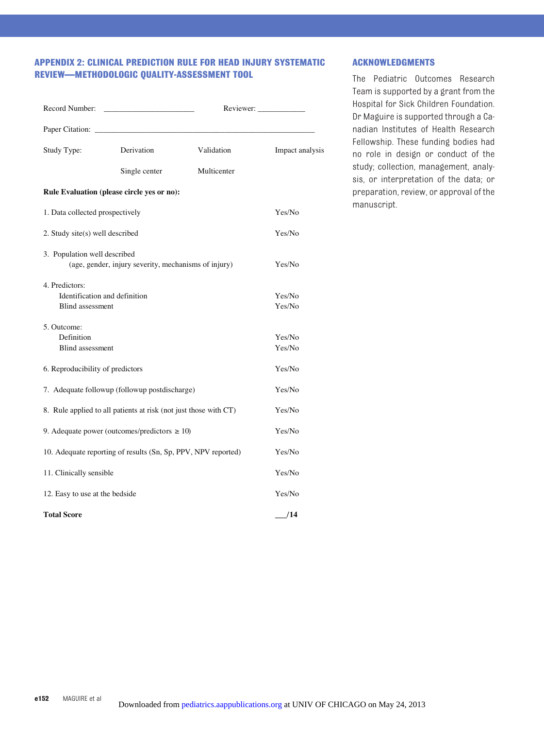## APPENDIX 2: CLINICAL PREDICTION RULE FOR HEAD INJURY SYSTEMATIC REVIEW—METHODOLOGIC QUALITY-ASSESSMENT TOOL

Record Number: ______________________ Reviewer: ____________

Paper Citation: ______________________________________________________

Study Type: Derivation Validation Impact analysis

Single center Multicenter

**Rule Evaluation (please circle yes or no):**

| | |
|---|---|
| 1. Data collected prospectively | Yes/No |
| 2. Study site(s) well described | Yes/No |
| 3. Population well described (age, gender, injury severity, mechanisms of injury) | Yes/No |
| 4. Predictors: | |
| Identification and definition | Yes/No |
| Blind assessment | Yes/No |
| 5. Outcome: | |
| Definition | Yes/No |
| Blind assessment | Yes/No |
| 6. Reproducibility of predictors | Yes/No |
| 7. Adequate followup (followup postdischarge) | Yes/No |
| 8. Rule applied to all patients at risk (not just those with CT) | Yes/No |
| 9. Adequate power (outcomes/predictors $\geq$ 10) | Yes/No |
| 10. Adequate reporting of results (Sn, Sp, PPV, NPV reported) | Yes/No |
| 11. Clinically sensible | Yes/No |
| 12. Easy to use at the bedside | Yes/No |
| **Total Score** | **___/14** |

## ACKNOWLEDGMENTS

The Pediatric Outcomes Research Team is supported by a grant from the Hospital for Sick Children Foundation. Dr Maguire is supported through a Canadian Institutes of Health Research Fellowship. These funding bodies had no role in design or conduct of the study; collection, management, analysis, or interpretation of the data; or preparation, review, or approval of the manuscript.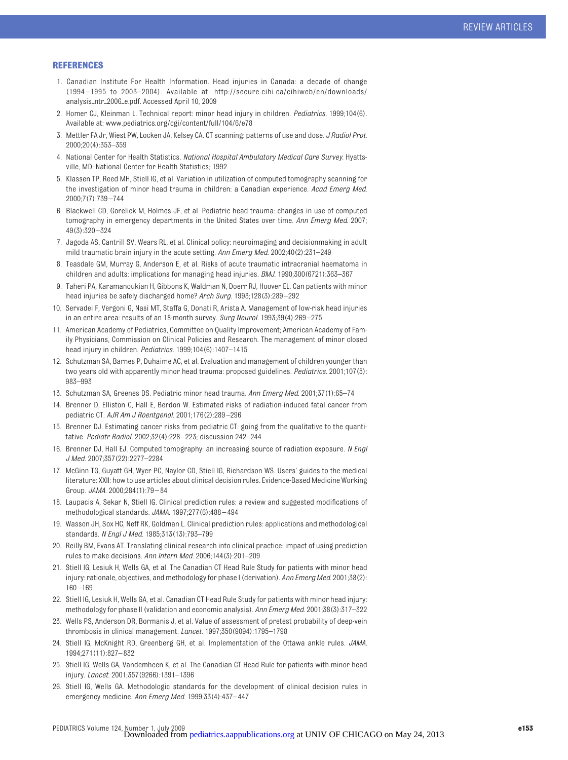## REFERENCES

1. Canadian Institute For Health Information. Head injuries in Canada: a decade of change (1994–1995 to 2003–2004). Available at: http://secure.cihi.ca/cihiweb/en/downloads/analysis_ntr_2006_e.pdf. Accessed April 10, 2009
2. Homer CJ, Kleinman L. Technical report: minor head injury in children. *Pediatrics*. 1999;104(6). Available at: www.pediatrics.org/cgi/content/full/104/6/e78
3. Mettler FA Jr, Wiest PW, Locken JA, Kelsey CA. CT scanning: patterns of use and dose. *J Radiol Prot*. 2000;20(4):353–359
4. National Center for Health Statistics. *National Hospital Ambulatory Medical Care Survey*. Hyattsville, MD: National Center for Health Statistics; 1992
5. Klassen TP, Reed MH, Stiell IG, et al. Variation in utilization of computed tomography scanning for the investigation of minor head trauma in children: a Canadian experience. *Acad Emerg Med*. 2000;7(7):739–744
6. Blackwell CD, Gorelick M, Holmes JF, et al. Pediatric head trauma: changes in use of computed tomography in emergency departments in the United States over time. *Ann Emerg Med*. 2007;49(3):320–324
7. Jagoda AS, Cantrill SV, Wears RL, et al. Clinical policy: neuroimaging and decisionmaking in adult mild traumatic brain injury in the acute setting. *Ann Emerg Med*. 2002;40(2):231–249
8. Teasdale GM, Murray G, Anderson E, et al. Risks of acute traumatic intracranial haematoma in children and adults: implications for managing head injuries. *BMJ*. 1990;300(6721):363–367
9. Taheri PA, Karamanoukian H, Gibbons K, Waldman N, Doerr RJ, Hoover EL. Can patients with minor head injuries be safely discharged home? *Arch Surg*. 1993;128(3):289–292
10. Servadei F, Vergoni G, Nasi MT, Staffa G, Donati R, Arista A. Management of low-risk head injuries in an entire area: results of an 18-month survey. *Surg Neurol*. 1993;39(4):269–275
11. American Academy of Pediatrics, Committee on Quality Improvement; American Academy of Family Physicians, Commission on Clinical Policies and Research. The management of minor closed head injury in children. *Pediatrics*. 1999;104(6):1407–1415
12. Schutzman SA, Barnes P, Duhaime AC, et al. Evaluation and management of children younger than two years old with apparently minor head trauma: proposed guidelines. *Pediatrics*. 2001;107(5):983–993
13. Schutzman SA, Greenes DS. Pediatric minor head trauma. *Ann Emerg Med*. 2001;37(1):65–74
14. Brenner D, Elliston C, Hall E, Berdon W. Estimated risks of radiation-induced fatal cancer from pediatric CT. *AJR Am J Roentgenol*. 2001;176(2):289–296
15. Brenner DJ. Estimating cancer risks from pediatric CT: going from the qualitative to the quantitative. *Pediatr Radiol*. 2002;32(4):228–223; discussion 242–244
16. Brenner DJ, Hall EJ. Computed tomography: an increasing source of radiation exposure. *N Engl J Med*. 2007;357(22):2277–2284
17. McGinn TG, Guyatt GH, Wyer PC, Naylor CD, Stiell IG, Richardson WS. Users' guides to the medical literature: XXII: how to use articles about clinical decision rules. Evidence-Based Medicine Working Group. *JAMA*. 2000;284(1):79–84
18. Laupacis A, Sekar N, Stiell IG. Clinical prediction rules: a review and suggested modifications of methodological standards. *JAMA*. 1997;277(6):488–494
19. Wasson JH, Sox HC, Neff RK, Goldman L. Clinical prediction rules: applications and methodological standards. *N Engl J Med*. 1985;313(13):793–799
20. Reilly BM, Evans AT. Translating clinical research into clinical practice: impact of using prediction rules to make decisions. *Ann Intern Med*. 2006;144(3):201–209
21. Stiell IG, Lesiuk H, Wells GA, et al. The Canadian CT Head Rule Study for patients with minor head injury: rationale, objectives, and methodology for phase I (derivation). *Ann Emerg Med*. 2001;38(2):160–169
22. Stiell IG, Lesiuk H, Wells GA, et al. Canadian CT Head Rule Study for patients with minor head injury: methodology for phase II (validation and economic analysis). *Ann Emerg Med*. 2001;38(3):317–322
23. Wells PS, Anderson DR, Bormanis J, et al. Value of assessment of pretest probability of deep-vein thrombosis in clinical management. *Lancet*. 1997;350(9094):1795–1798
24. Stiell IG, McKnight RD, Greenberg GH, et al. Implementation of the Ottawa ankle rules. *JAMA*. 1994;271(11):827–832
25. Stiell IG, Wells GA, Vandemheen K, et al. The Canadian CT Head Rule for patients with minor head injury. *Lancet*. 2001;357(9266):1391–1396
26. Stiell IG, Wells GA. Methodologic standards for the development of clinical decision rules in emergency medicine. *Ann Emerg Med*. 1999;33(4):437–447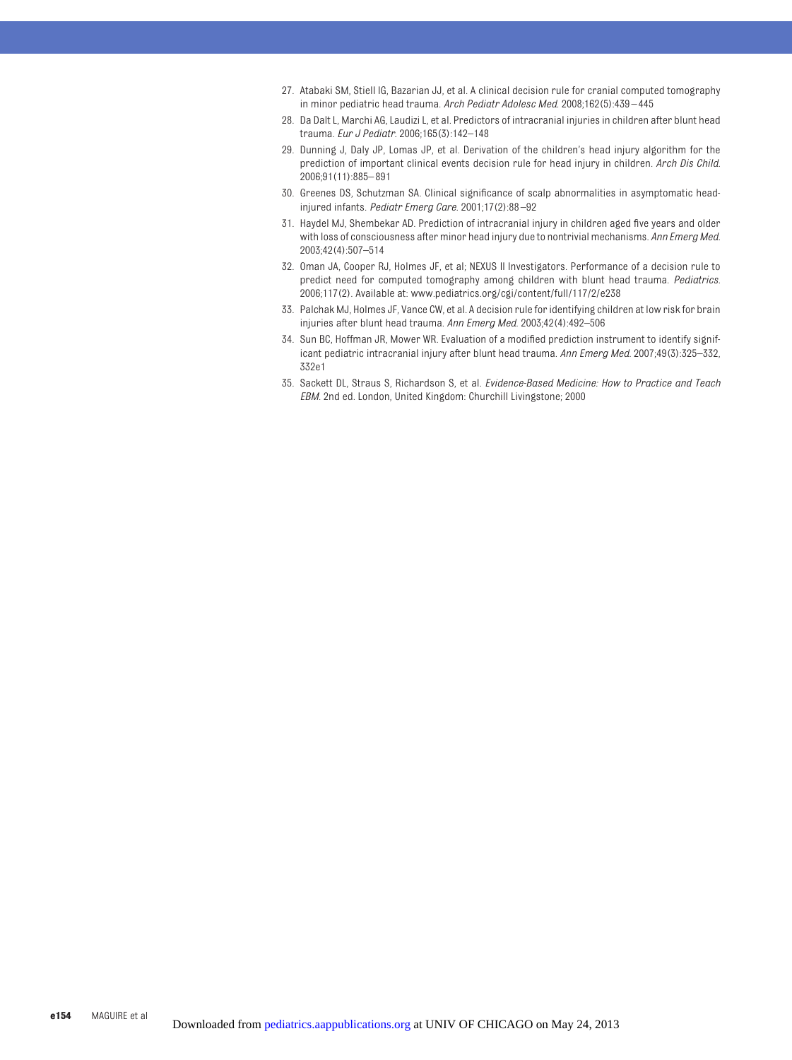27. Atabaki SM, Stiell IG, Bazarian JJ, et al. A clinical decision rule for cranial computed tomography in minor pediatric head trauma. *Arch Pediatr Adolesc Med.* 2008;162(5):439–445
28. Da Dalt L, Marchi AG, Laudizi L, et al. Predictors of intracranial injuries in children after blunt head trauma. *Eur J Pediatr.* 2006;165(3):142–148
29. Dunning J, Daly JP, Lomas JP, et al. Derivation of the children's head injury algorithm for the prediction of important clinical events decision rule for head injury in children. *Arch Dis Child.* 2006;91(11):885–891
30. Greenes DS, Schutzman SA. Clinical significance of scalp abnormalities in asymptomatic head-injured infants. *Pediatr Emerg Care.* 2001;17(2):88–92
31. Haydel MJ, Shembekar AD. Prediction of intracranial injury in children aged five years and older with loss of consciousness after minor head injury due to nontrivial mechanisms. *Ann Emerg Med.* 2003;42(4):507–514
32. Oman JA, Cooper RJ, Holmes JF, et al; NEXUS II Investigators. Performance of a decision rule to predict need for computed tomography among children with blunt head trauma. *Pediatrics.* 2006;117(2). Available at: www.pediatrics.org/cgi/content/full/117/2/e238
33. Palchak MJ, Holmes JF, Vance CW, et al. A decision rule for identifying children at low risk for brain injuries after blunt head trauma. *Ann Emerg Med.* 2003;42(4):492–506
34. Sun BC, Hoffman JR, Mower WR. Evaluation of a modified prediction instrument to identify significant pediatric intracranial injury after blunt head trauma. *Ann Emerg Med.* 2007;49(3):325–332, 332e1
35. Sackett DL, Straus S, Richardson S, et al. *Evidence-Based Medicine: How to Practice and Teach EBM.* 2nd ed. London, United Kingdom: Churchill Livingstone; 2000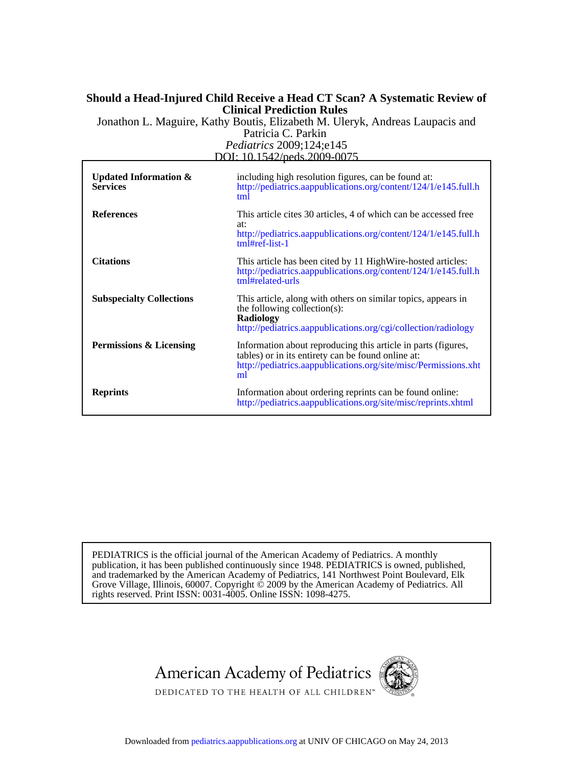# Should a Head-Injured Child Receive a Head CT Scan? A Systematic Review of Clinical Prediction Rules

Jonathon L. Maguire, Kathy Boutis, Elizabeth M. Uleryk, Andreas Laupacis and Patricia C. Parkin

*Pediatrics* 2009;124;e145

DOI: 10.1542/peds.2009-0075

| | |
|---|---|
| **Updated Information & Services** | including high resolution figures, can be found at: http://pediatrics.aappublications.org/content/124/1/e145.full.html |
| **References** | This article cites 30 articles, 4 of which can be accessed free at: http://pediatrics.aappublications.org/content/124/1/e145.full.html#ref-list-1 |
| **Citations** | This article has been cited by 11 HighWire-hosted articles: http://pediatrics.aappublications.org/content/124/1/e145.full.html#related-urls |
| **Subspecialty Collections** | This article, along with others on similar topics, appears in the following collection(s): **Radiology** http://pediatrics.aappublications.org/cgi/collection/radiology |
| **Permissions & Licensing** | Information about reproducing this article in parts (figures, tables) or in its entirety can be found online at: http://pediatrics.aappublications.org/site/misc/Permissions.xhtml |
| **Reprints** | Information about ordering reprints can be found online: http://pediatrics.aappublications.org/site/misc/reprints.xhtml |

PEDIATRICS is the official journal of the American Academy of Pediatrics. A monthly publication, it has been published continuously since 1948. PEDIATRICS is owned, published, and trademarked by the American Academy of Pediatrics, 141 Northwest Point Boulevard, Elk Grove Village, Illinois, 60007. Copyright © 2009 by the American Academy of Pediatrics. All rights reserved. Print ISSN: 0031-4005. Online ISSN: 1098-4275.

American Academy of Pediatrics

DEDICATED TO THE HEALTH OF ALL CHILDREN™

Downloaded from pediatrics.aappublications.org at UNIV OF CHICAGO on May 24, 2013